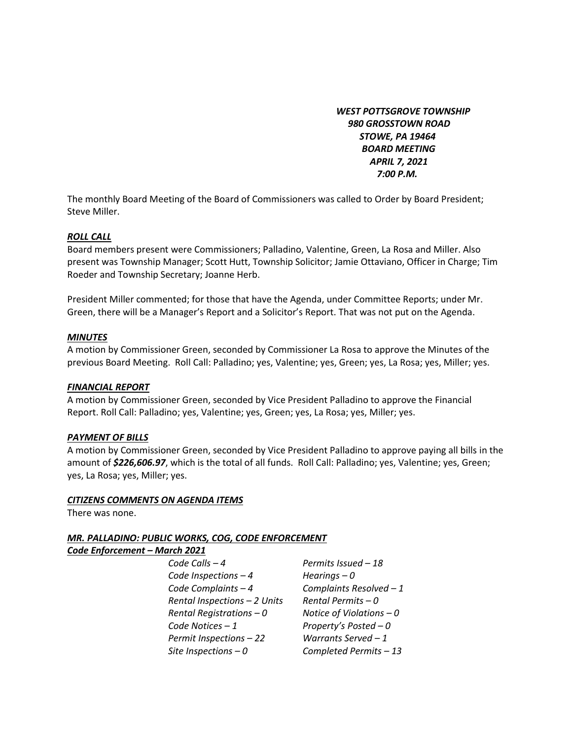***WEST POTTSGROVE TOWNSHIP***
***980 GROSSTOWN ROAD***
***STOWE, PA 19464***
***BOARD MEETING***
***APRIL 7, 2021***
***7:00 P.M.***

The monthly Board Meeting of the Board of Commissioners was called to Order by Board President; Steve Miller.

***ROLL CALL***

Board members present were Commissioners; Palladino, Valentine, Green, La Rosa and Miller. Also present was Township Manager; Scott Hutt, Township Solicitor; Jamie Ottaviano, Officer in Charge; Tim Roeder and Township Secretary; Joanne Herb.

President Miller commented; for those that have the Agenda, under Committee Reports; under Mr. Green, there will be a Manager's Report and a Solicitor's Report. That was not put on the Agenda.

***MINUTES***

A motion by Commissioner Green, seconded by Commissioner La Rosa to approve the Minutes of the previous Board Meeting. Roll Call: Palladino; yes, Valentine; yes, Green; yes, La Rosa; yes, Miller; yes.

***FINANCIAL REPORT***

A motion by Commissioner Green, seconded by Vice President Palladino to approve the Financial Report. Roll Call: Palladino; yes, Valentine; yes, Green; yes, La Rosa; yes, Miller; yes.

***PAYMENT OF BILLS***

A motion by Commissioner Green, seconded by Vice President Palladino to approve paying all bills in the amount of ***$226,606.97***, which is the total of all funds. Roll Call: Palladino; yes, Valentine; yes, Green; yes, La Rosa; yes, Miller; yes.

***CITIZENS COMMENTS ON AGENDA ITEMS***

There was none.

***MR. PALLADINO: PUBLIC WORKS, COG, CODE ENFORCEMENT***

***Code Enforcement – March 2021***

| | |
|---|---|
| *Code Calls – 4* | *Permits Issued – 18* |
| *Code Inspections – 4* | *Hearings – 0* |
| *Code Complaints – 4* | *Complaints Resolved – 1* |
| *Rental Inspections – 2 Units* | *Rental Permits – 0* |
| *Rental Registrations – 0* | *Notice of Violations – 0* |
| *Code Notices – 1* | *Property's Posted – 0* |
| *Permit Inspections – 22* | *Warrants Served – 1* |
| *Site Inspections – 0* | *Completed Permits – 13* |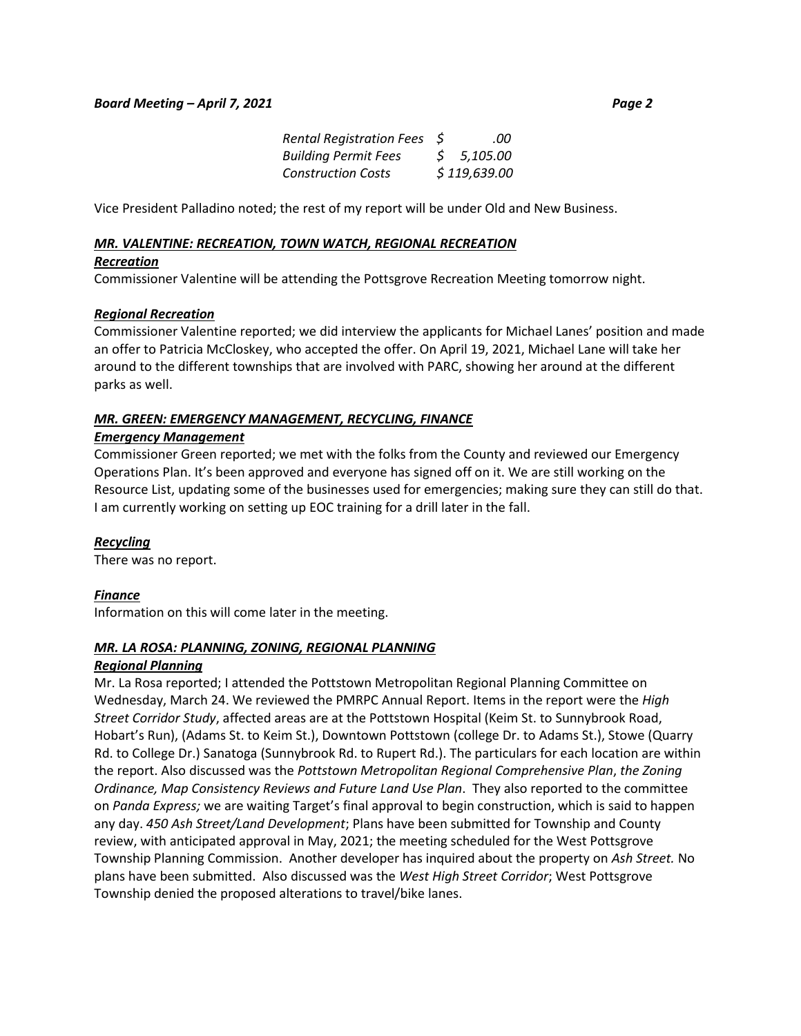| | |
|---|---|
| *Rental Registration Fees* | *$ .00* |
| *Building Permit Fees* | *$ 5,105.00* |
| *Construction Costs* | *$ 119,639.00* |

Vice President Palladino noted; the rest of my report will be under Old and New Business.

## ***MR. VALENTINE: RECREATION, TOWN WATCH, REGIONAL RECREATION***

### ***Recreation***

Commissioner Valentine will be attending the Pottsgrove Recreation Meeting tomorrow night.

### ***Regional Recreation***

Commissioner Valentine reported; we did interview the applicants for Michael Lanes' position and made an offer to Patricia McCloskey, who accepted the offer. On April 19, 2021, Michael Lane will take her around to the different townships that are involved with PARC, showing her around at the different parks as well.

## ***MR. GREEN: EMERGENCY MANAGEMENT, RECYCLING, FINANCE***

### ***Emergency Management***

Commissioner Green reported; we met with the folks from the County and reviewed our Emergency Operations Plan. It's been approved and everyone has signed off on it. We are still working on the Resource List, updating some of the businesses used for emergencies; making sure they can still do that. I am currently working on setting up EOC training for a drill later in the fall.

### ***Recycling***

There was no report.

### ***Finance***

Information on this will come later in the meeting.

## ***MR. LA ROSA: PLANNING, ZONING, REGIONAL PLANNING***

### ***Regional Planning***

Mr. La Rosa reported; I attended the Pottstown Metropolitan Regional Planning Committee on Wednesday, March 24. We reviewed the PMRPC Annual Report. Items in the report were the *High Street Corridor Study*, affected areas are at the Pottstown Hospital (Keim St. to Sunnybrook Road, Hobart's Run), (Adams St. to Keim St.), Downtown Pottstown (college Dr. to Adams St.), Stowe (Quarry Rd. to College Dr.) Sanatoga (Sunnybrook Rd. to Rupert Rd.). The particulars for each location are within the report. Also discussed was the *Pottstown Metropolitan Regional Comprehensive Plan*, *the Zoning Ordinance, Map Consistency Reviews and Future Land Use Plan*. They also reported to the committee on *Panda Express;* we are waiting Target's final approval to begin construction, which is said to happen any day. *450 Ash Street/Land Development*; Plans have been submitted for Township and County review, with anticipated approval in May, 2021; the meeting scheduled for the West Pottsgrove Township Planning Commission. Another developer has inquired about the property on *Ash Street.* No plans have been submitted. Also discussed was the *West High Street Corridor*; West Pottsgrove Township denied the proposed alterations to travel/bike lanes.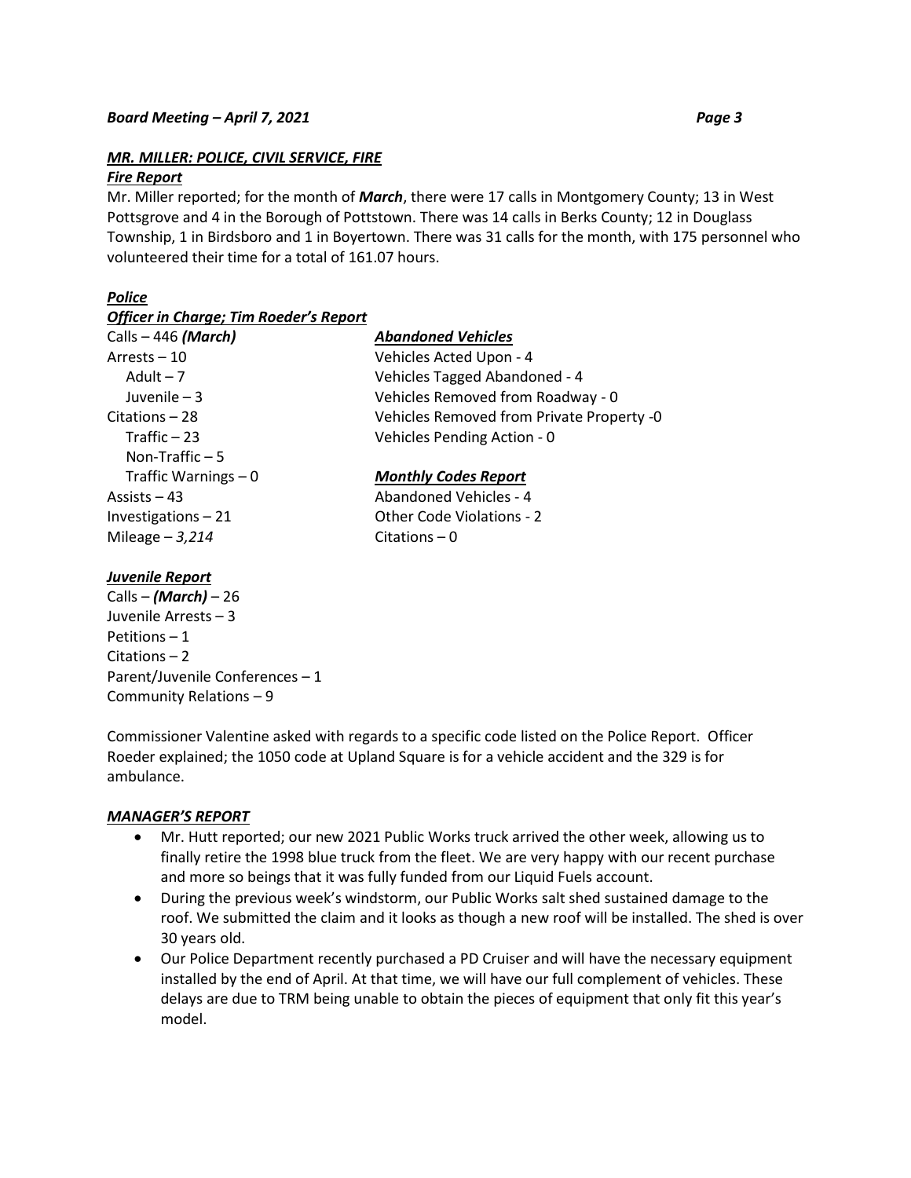### ***MR. MILLER: POLICE, CIVIL SERVICE, FIRE***

***Fire Report***

Mr. Miller reported; for the month of ***March***, there were 17 calls in Montgomery County; 13 in West Pottsgrove and 4 in the Borough of Pottstown. There was 14 calls in Berks County; 12 in Douglass Township, 1 in Birdsboro and 1 in Boyertown. There was 31 calls for the month, with 175 personnel who volunteered their time for a total of 161.07 hours.

***Police***

***Officer in Charge; Tim Roeder's Report***

Calls – 446 ***(March)***
Arrests – 10
  Adult – 7
  Juvenile – 3
Citations – 28
  Traffic – 23
  Non-Traffic – 5
  Traffic Warnings – 0
Assists – 43
Investigations – 21
Mileage – *3,214*

***Abandoned Vehicles***

Vehicles Acted Upon - 4
Vehicles Tagged Abandoned - 4
Vehicles Removed from Roadway - 0
Vehicles Removed from Private Property -0
Vehicles Pending Action - 0

***Monthly Codes Report***

Abandoned Vehicles - 4
Other Code Violations - 2
Citations – 0

***Juvenile Report***

Calls – ***(March)*** – 26
Juvenile Arrests – 3
Petitions – 1
Citations – 2
Parent/Juvenile Conferences – 1
Community Relations – 9

Commissioner Valentine asked with regards to a specific code listed on the Police Report. Officer Roeder explained; the 1050 code at Upland Square is for a vehicle accident and the 329 is for ambulance.

***MANAGER'S REPORT***

- Mr. Hutt reported; our new 2021 Public Works truck arrived the other week, allowing us to finally retire the 1998 blue truck from the fleet. We are very happy with our recent purchase and more so beings that it was fully funded from our Liquid Fuels account.
- During the previous week's windstorm, our Public Works salt shed sustained damage to the roof. We submitted the claim and it looks as though a new roof will be installed. The shed is over 30 years old.
- Our Police Department recently purchased a PD Cruiser and will have the necessary equipment installed by the end of April. At that time, we will have our full complement of vehicles. These delays are due to TRM being unable to obtain the pieces of equipment that only fit this year's model.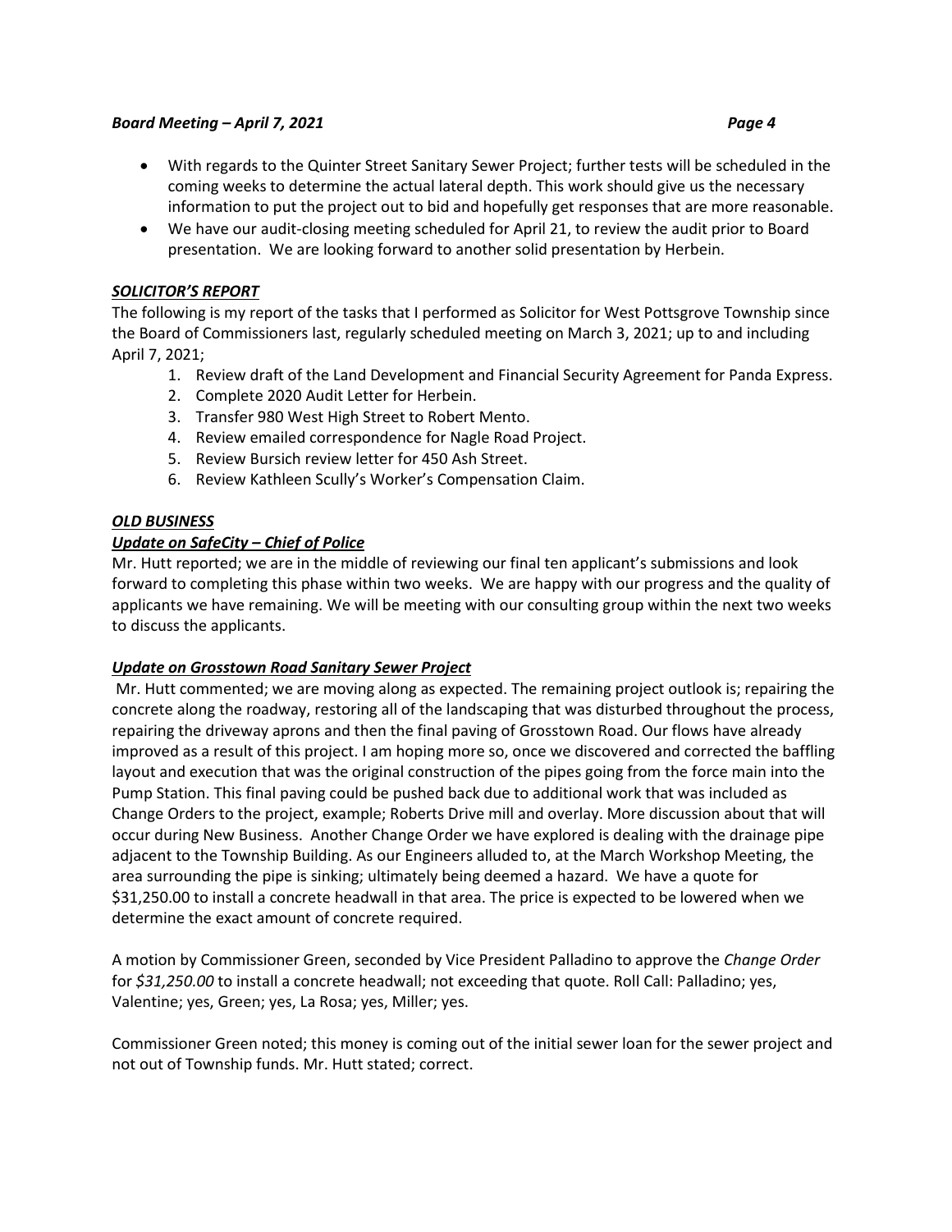- With regards to the Quinter Street Sanitary Sewer Project; further tests will be scheduled in the coming weeks to determine the actual lateral depth. This work should give us the necessary information to put the project out to bid and hopefully get responses that are more reasonable.
- We have our audit-closing meeting scheduled for April 21, to review the audit prior to Board presentation. We are looking forward to another solid presentation by Herbein.

***SOLICITOR'S REPORT***

The following is my report of the tasks that I performed as Solicitor for West Pottsgrove Township since the Board of Commissioners last, regularly scheduled meeting on March 3, 2021; up to and including April 7, 2021;

1. Review draft of the Land Development and Financial Security Agreement for Panda Express.
2. Complete 2020 Audit Letter for Herbein.
3. Transfer 980 West High Street to Robert Mento.
4. Review emailed correspondence for Nagle Road Project.
5. Review Bursich review letter for 450 Ash Street.
6. Review Kathleen Scully's Worker's Compensation Claim.

***OLD BUSINESS***

***Update on SafeCity – Chief of Police***

Mr. Hutt reported; we are in the middle of reviewing our final ten applicant's submissions and look forward to completing this phase within two weeks. We are happy with our progress and the quality of applicants we have remaining. We will be meeting with our consulting group within the next two weeks to discuss the applicants.

***Update on Grosstown Road Sanitary Sewer Project***

Mr. Hutt commented; we are moving along as expected. The remaining project outlook is; repairing the concrete along the roadway, restoring all of the landscaping that was disturbed throughout the process, repairing the driveway aprons and then the final paving of Grosstown Road. Our flows have already improved as a result of this project. I am hoping more so, once we discovered and corrected the baffling layout and execution that was the original construction of the pipes going from the force main into the Pump Station. This final paving could be pushed back due to additional work that was included as Change Orders to the project, example; Roberts Drive mill and overlay. More discussion about that will occur during New Business. Another Change Order we have explored is dealing with the drainage pipe adjacent to the Township Building. As our Engineers alluded to, at the March Workshop Meeting, the area surrounding the pipe is sinking; ultimately being deemed a hazard. We have a quote for $31,250.00 to install a concrete headwall in that area. The price is expected to be lowered when we determine the exact amount of concrete required.

A motion by Commissioner Green, seconded by Vice President Palladino to approve the *Change Order* for *$31,250.00* to install a concrete headwall; not exceeding that quote. Roll Call: Palladino; yes, Valentine; yes, Green; yes, La Rosa; yes, Miller; yes.

Commissioner Green noted; this money is coming out of the initial sewer loan for the sewer project and not out of Township funds. Mr. Hutt stated; correct.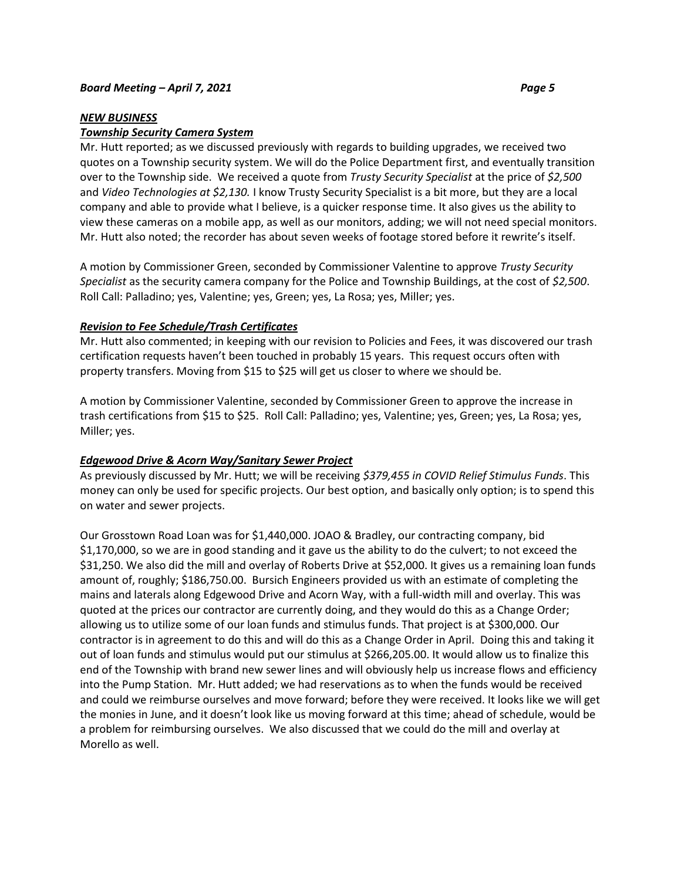***NEW BUSINESS***

***Township Security Camera System***

Mr. Hutt reported; as we discussed previously with regards to building upgrades, we received two quotes on a Township security system. We will do the Police Department first, and eventually transition over to the Township side. We received a quote from *Trusty Security Specialist* at the price of *$2,500* and *Video Technologies at $2,130.* I know Trusty Security Specialist is a bit more, but they are a local company and able to provide what I believe, is a quicker response time. It also gives us the ability to view these cameras on a mobile app, as well as our monitors, adding; we will not need special monitors. Mr. Hutt also noted; the recorder has about seven weeks of footage stored before it rewrite's itself.

A motion by Commissioner Green, seconded by Commissioner Valentine to approve *Trusty Security Specialist* as the security camera company for the Police and Township Buildings, at the cost of *$2,500*. Roll Call: Palladino; yes, Valentine; yes, Green; yes, La Rosa; yes, Miller; yes.

***Revision to Fee Schedule/Trash Certificates***

Mr. Hutt also commented; in keeping with our revision to Policies and Fees, it was discovered our trash certification requests haven't been touched in probably 15 years. This request occurs often with property transfers. Moving from $15 to $25 will get us closer to where we should be.

A motion by Commissioner Valentine, seconded by Commissioner Green to approve the increase in trash certifications from $15 to $25. Roll Call: Palladino; yes, Valentine; yes, Green; yes, La Rosa; yes, Miller; yes.

***Edgewood Drive & Acorn Way/Sanitary Sewer Project***

As previously discussed by Mr. Hutt; we will be receiving *$379,455 in COVID Relief Stimulus Funds*. This money can only be used for specific projects. Our best option, and basically only option; is to spend this on water and sewer projects.

Our Grosstown Road Loan was for $1,440,000. JOAO & Bradley, our contracting company, bid $1,170,000, so we are in good standing and it gave us the ability to do the culvert; to not exceed the $31,250. We also did the mill and overlay of Roberts Drive at $52,000. It gives us a remaining loan funds amount of, roughly; $186,750.00. Bursich Engineers provided us with an estimate of completing the mains and laterals along Edgewood Drive and Acorn Way, with a full-width mill and overlay. This was quoted at the prices our contractor are currently doing, and they would do this as a Change Order; allowing us to utilize some of our loan funds and stimulus funds. That project is at $300,000. Our contractor is in agreement to do this and will do this as a Change Order in April. Doing this and taking it out of loan funds and stimulus would put our stimulus at $266,205.00. It would allow us to finalize this end of the Township with brand new sewer lines and will obviously help us increase flows and efficiency into the Pump Station. Mr. Hutt added; we had reservations as to when the funds would be received and could we reimburse ourselves and move forward; before they were received. It looks like we will get the monies in June, and it doesn't look like us moving forward at this time; ahead of schedule, would be a problem for reimbursing ourselves. We also discussed that we could do the mill and overlay at Morello as well.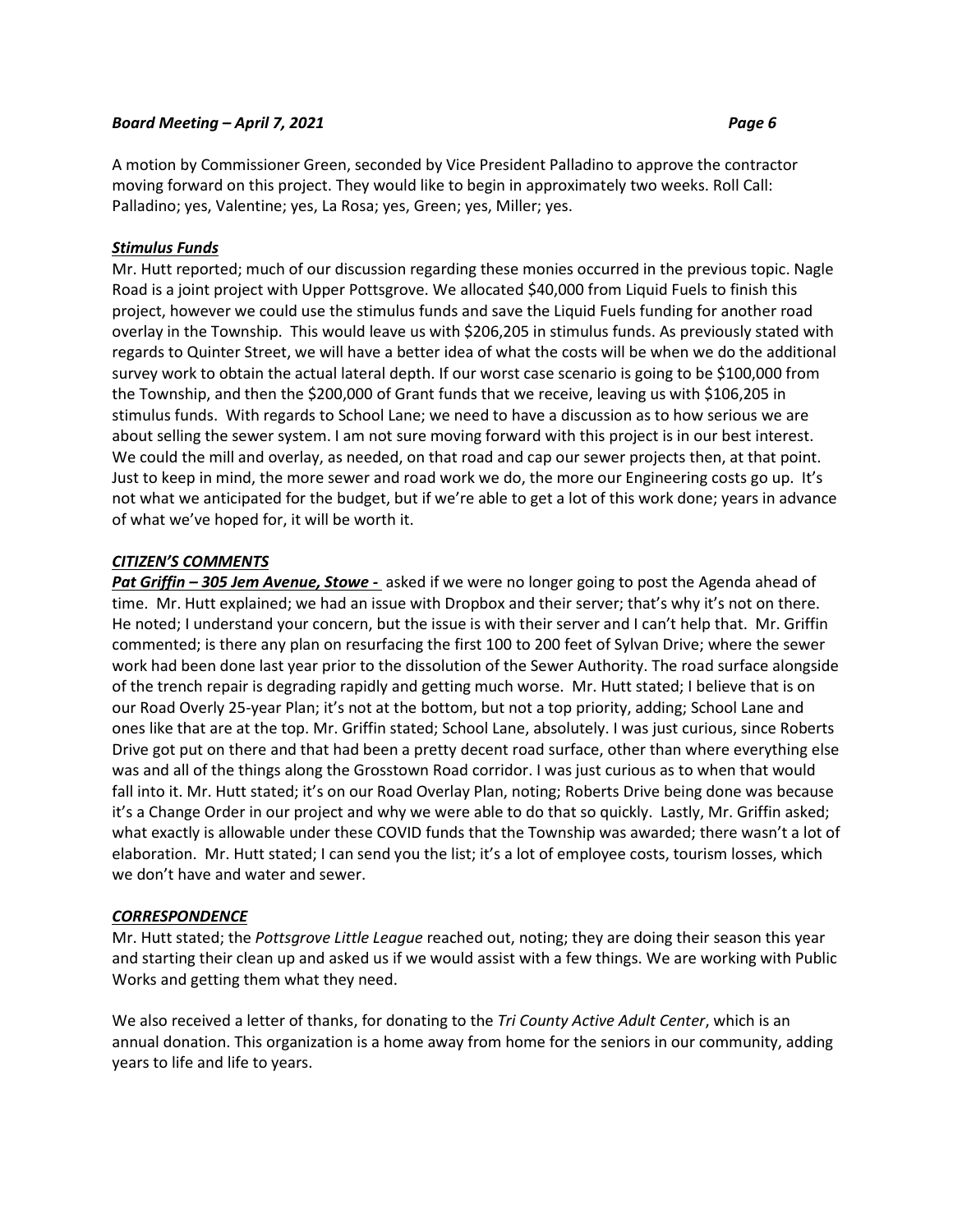A motion by Commissioner Green, seconded by Vice President Palladino to approve the contractor moving forward on this project. They would like to begin in approximately two weeks. Roll Call: Palladino; yes, Valentine; yes, La Rosa; yes, Green; yes, Miller; yes.

***Stimulus Funds***

Mr. Hutt reported; much of our discussion regarding these monies occurred in the previous topic. Nagle Road is a joint project with Upper Pottsgrove. We allocated $40,000 from Liquid Fuels to finish this project, however we could use the stimulus funds and save the Liquid Fuels funding for another road overlay in the Township. This would leave us with $206,205 in stimulus funds. As previously stated with regards to Quinter Street, we will have a better idea of what the costs will be when we do the additional survey work to obtain the actual lateral depth. If our worst case scenario is going to be $100,000 from the Township, and then the $200,000 of Grant funds that we receive, leaving us with $106,205 in stimulus funds. With regards to School Lane; we need to have a discussion as to how serious we are about selling the sewer system. I am not sure moving forward with this project is in our best interest. We could the mill and overlay, as needed, on that road and cap our sewer projects then, at that point. Just to keep in mind, the more sewer and road work we do, the more our Engineering costs go up. It's not what we anticipated for the budget, but if we're able to get a lot of this work done; years in advance of what we've hoped for, it will be worth it.

***CITIZEN'S COMMENTS***

***Pat Griffin – 305 Jem Avenue, Stowe -*** asked if we were no longer going to post the Agenda ahead of time. Mr. Hutt explained; we had an issue with Dropbox and their server; that's why it's not on there. He noted; I understand your concern, but the issue is with their server and I can't help that. Mr. Griffin commented; is there any plan on resurfacing the first 100 to 200 feet of Sylvan Drive; where the sewer work had been done last year prior to the dissolution of the Sewer Authority. The road surface alongside of the trench repair is degrading rapidly and getting much worse. Mr. Hutt stated; I believe that is on our Road Overly 25-year Plan; it's not at the bottom, but not a top priority, adding; School Lane and ones like that are at the top. Mr. Griffin stated; School Lane, absolutely. I was just curious, since Roberts Drive got put on there and that had been a pretty decent road surface, other than where everything else was and all of the things along the Grosstown Road corridor. I was just curious as to when that would fall into it. Mr. Hutt stated; it's on our Road Overlay Plan, noting; Roberts Drive being done was because it's a Change Order in our project and why we were able to do that so quickly. Lastly, Mr. Griffin asked; what exactly is allowable under these COVID funds that the Township was awarded; there wasn't a lot of elaboration. Mr. Hutt stated; I can send you the list; it's a lot of employee costs, tourism losses, which we don't have and water and sewer.

***CORRESPONDENCE***

Mr. Hutt stated; the *Pottsgrove Little League* reached out, noting; they are doing their season this year and starting their clean up and asked us if we would assist with a few things. We are working with Public Works and getting them what they need.

We also received a letter of thanks, for donating to the *Tri County Active Adult Center*, which is an annual donation. This organization is a home away from home for the seniors in our community, adding years to life and life to years.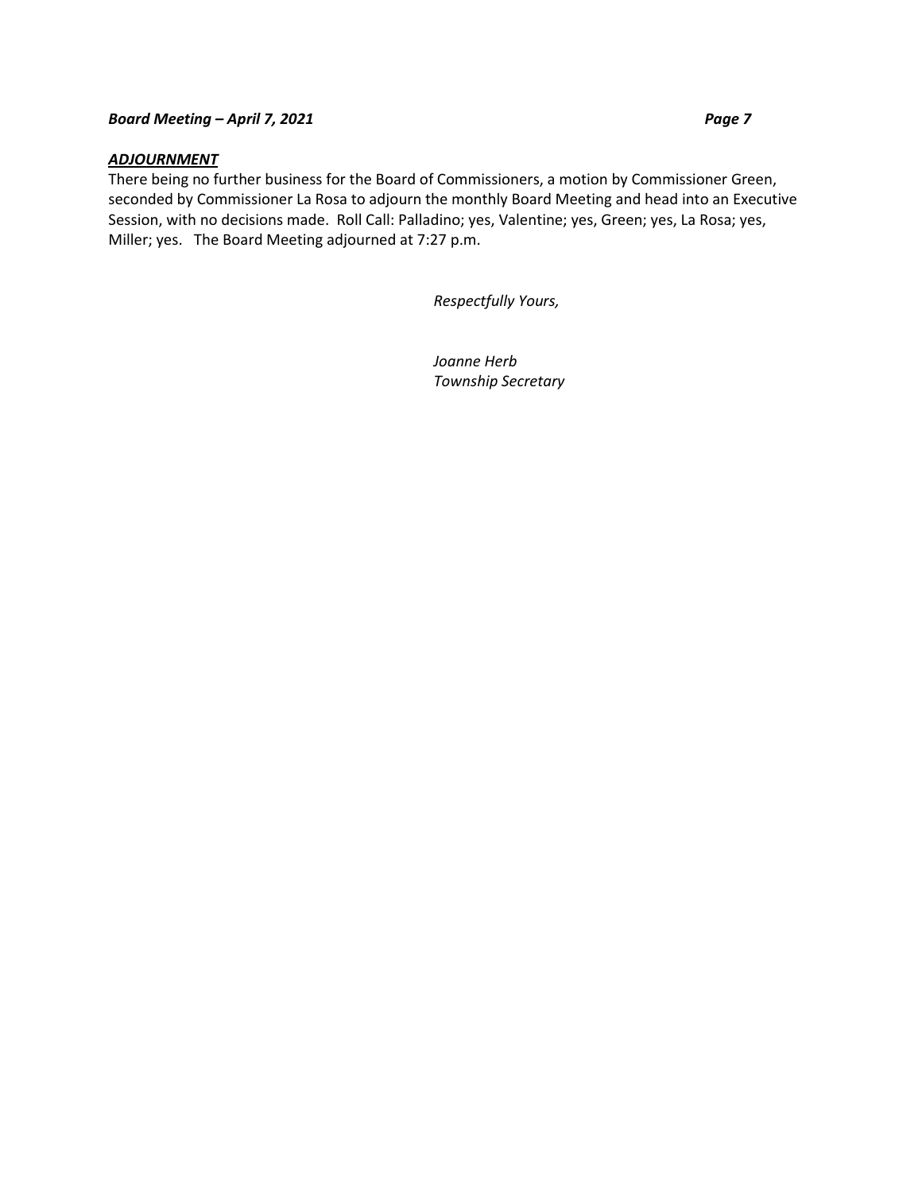***ADJOURNMENT***

There being no further business for the Board of Commissioners, a motion by Commissioner Green, seconded by Commissioner La Rosa to adjourn the monthly Board Meeting and head into an Executive Session, with no decisions made. Roll Call: Palladino; yes, Valentine; yes, Green; yes, La Rosa; yes, Miller; yes. The Board Meeting adjourned at 7:27 p.m.

*Respectfully Yours,*

*Joanne Herb*
*Township Secretary*